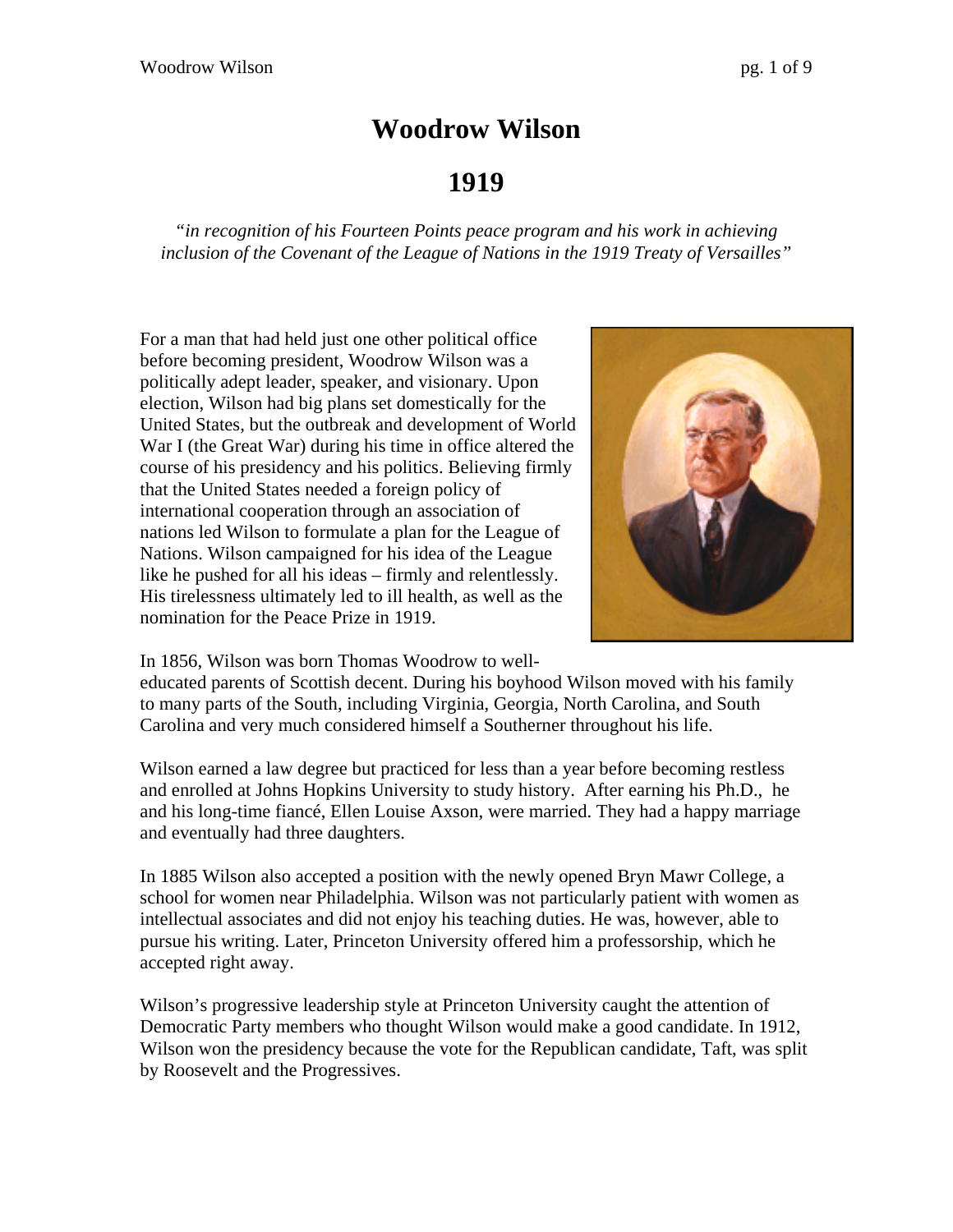# Woodrow Wilson

## 1919

*"in recognition of his Fourteen Points peace program and his work in achieving inclusion of the Covenant of the League of Nations in the 1919 Treaty of Versailles"*

For a man that had held just one other political office before becoming president, Woodrow Wilson was a politically adept leader, speaker, and visionary. Upon election, Wilson had big plans set domestically for the United States, but the outbreak and development of World War I (the Great War) during his time in office altered the course of his presidency and his politics. Believing firmly that the United States needed a foreign policy of international cooperation through an association of nations led Wilson to formulate a plan for the League of Nations. Wilson campaigned for his idea of the League like he pushed for all his ideas – firmly and relentlessly. His tirelessness ultimately led to ill health, as well as the nomination for the Peace Prize in 1919.

In 1856, Wilson was born Thomas Woodrow to well-educated parents of Scottish decent. During his boyhood Wilson moved with his family to many parts of the South, including Virginia, Georgia, North Carolina, and South Carolina and very much considered himself a Southerner throughout his life.

Wilson earned a law degree but practiced for less than a year before becoming restless and enrolled at Johns Hopkins University to study history. After earning his Ph.D., he and his long-time fiancé, Ellen Louise Axson, were married. They had a happy marriage and eventually had three daughters.

In 1885 Wilson also accepted a position with the newly opened Bryn Mawr College, a school for women near Philadelphia. Wilson was not particularly patient with women as intellectual associates and did not enjoy his teaching duties. He was, however, able to pursue his writing. Later, Princeton University offered him a professorship, which he accepted right away.

Wilson's progressive leadership style at Princeton University caught the attention of Democratic Party members who thought Wilson would make a good candidate. In 1912, Wilson won the presidency because the vote for the Republican candidate, Taft, was split by Roosevelt and the Progressives.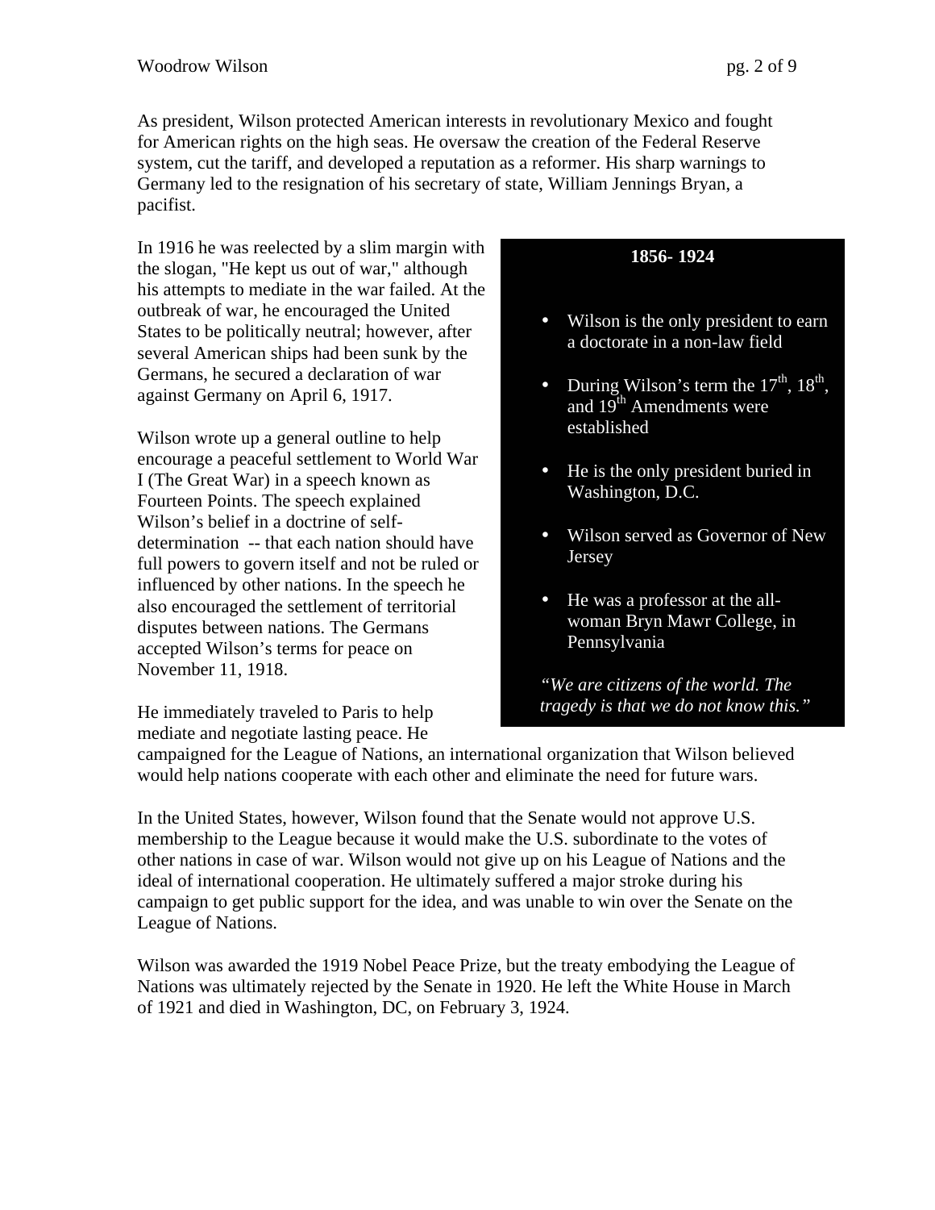As president, Wilson protected American interests in revolutionary Mexico and fought for American rights on the high seas. He oversaw the creation of the Federal Reserve system, cut the tariff, and developed a reputation as a reformer. His sharp warnings to Germany led to the resignation of his secretary of state, William Jennings Bryan, a pacifist.

In 1916 he was reelected by a slim margin with the slogan, "He kept us out of war," although his attempts to mediate in the war failed. At the outbreak of war, he encouraged the United States to be politically neutral; however, after several American ships had been sunk by the Germans, he secured a declaration of war against Germany on April 6, 1917.

Wilson wrote up a general outline to help encourage a peaceful settlement to World War I (The Great War) in a speech known as Fourteen Points. The speech explained Wilson's belief in a doctrine of self-determination -- that each nation should have full powers to govern itself and not be ruled or influenced by other nations. In the speech he also encouraged the settlement of territorial disputes between nations. The Germans accepted Wilson's terms for peace on November 11, 1918.

He immediately traveled to Paris to help mediate and negotiate lasting peace. He campaigned for the League of Nations, an international organization that Wilson believed would help nations cooperate with each other and eliminate the need for future wars.

**1856- 1924**

- Wilson is the only president to earn a doctorate in a non-law field
- During Wilson's term the 17th, 18th, and 19th Amendments were established
- He is the only president buried in Washington, D.C.
- Wilson served as Governor of New Jersey
- He was a professor at the all-woman Bryn Mawr College, in Pennsylvania

*"We are citizens of the world. The tragedy is that we do not know this."*

In the United States, however, Wilson found that the Senate would not approve U.S. membership to the League because it would make the U.S. subordinate to the votes of other nations in case of war. Wilson would not give up on his League of Nations and the ideal of international cooperation. He ultimately suffered a major stroke during his campaign to get public support for the idea, and was unable to win over the Senate on the League of Nations.

Wilson was awarded the 1919 Nobel Peace Prize, but the treaty embodying the League of Nations was ultimately rejected by the Senate in 1920. He left the White House in March of 1921 and died in Washington, DC, on February 3, 1924.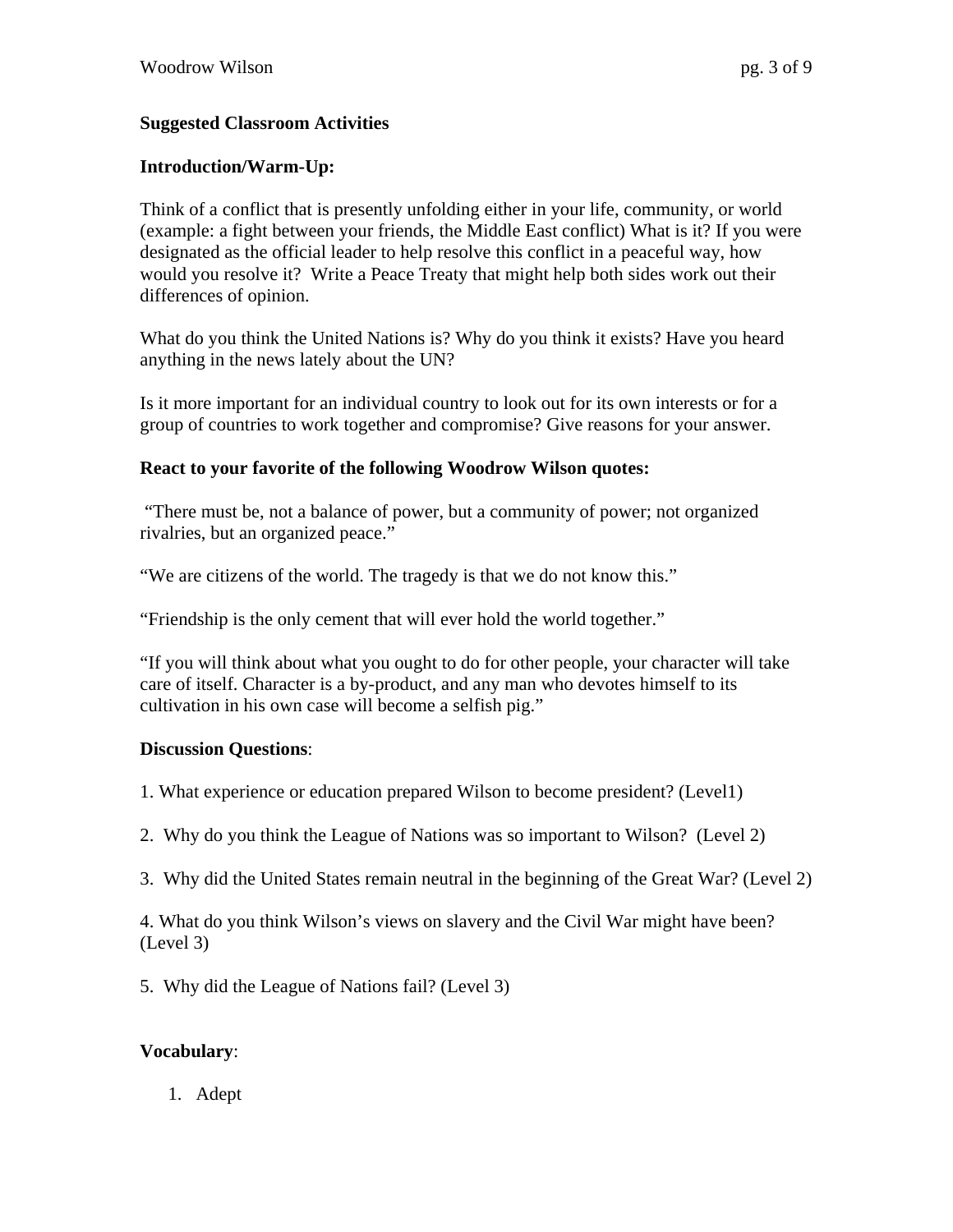**Suggested Classroom Activities**

**Introduction/Warm-Up:**

Think of a conflict that is presently unfolding either in your life, community, or world (example: a fight between your friends, the Middle East conflict) What is it? If you were designated as the official leader to help resolve this conflict in a peaceful way, how would you resolve it? Write a Peace Treaty that might help both sides work out their differences of opinion.

What do you think the United Nations is? Why do you think it exists? Have you heard anything in the news lately about the UN?

Is it more important for an individual country to look out for its own interests or for a group of countries to work together and compromise? Give reasons for your answer.

**React to your favorite of the following Woodrow Wilson quotes:**

"There must be, not a balance of power, but a community of power; not organized rivalries, but an organized peace."

"We are citizens of the world. The tragedy is that we do not know this."

"Friendship is the only cement that will ever hold the world together."

"If you will think about what you ought to do for other people, your character will take care of itself. Character is a by-product, and any man who devotes himself to its cultivation in his own case will become a selfish pig."

**Discussion Questions**:

1. What experience or education prepared Wilson to become president? (Level1)

2. Why do you think the League of Nations was so important to Wilson? (Level 2)

3. Why did the United States remain neutral in the beginning of the Great War? (Level 2)

4. What do you think Wilson's views on slavery and the Civil War might have been? (Level 3)

5. Why did the League of Nations fail? (Level 3)

**Vocabulary**:

1. Adept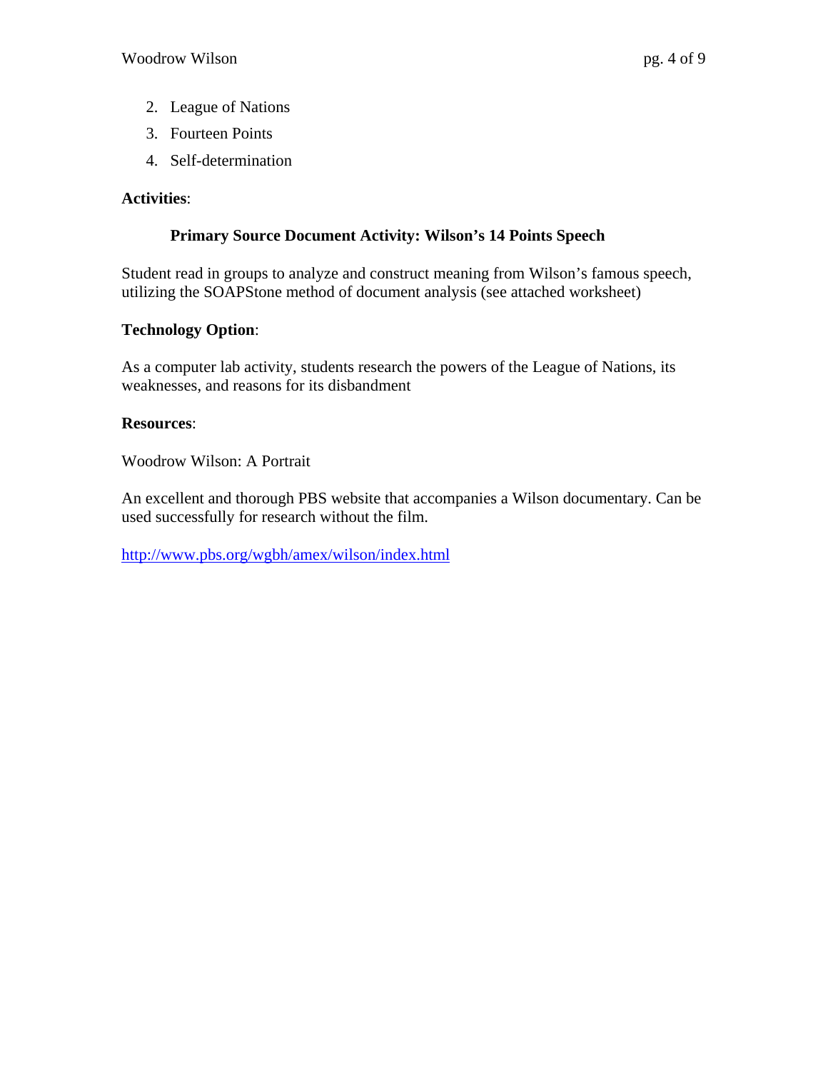2. League of Nations
3. Fourteen Points
4. Self-determination

**Activities**:

**Primary Source Document Activity: Wilson's 14 Points Speech**

Student read in groups to analyze and construct meaning from Wilson's famous speech, utilizing the SOAPStone method of document analysis (see attached worksheet)

**Technology Option**:

As a computer lab activity, students research the powers of the League of Nations, its weaknesses, and reasons for its disbandment

**Resources**:

Woodrow Wilson: A Portrait

An excellent and thorough PBS website that accompanies a Wilson documentary. Can be used successfully for research without the film.

http://www.pbs.org/wgbh/amex/wilson/index.html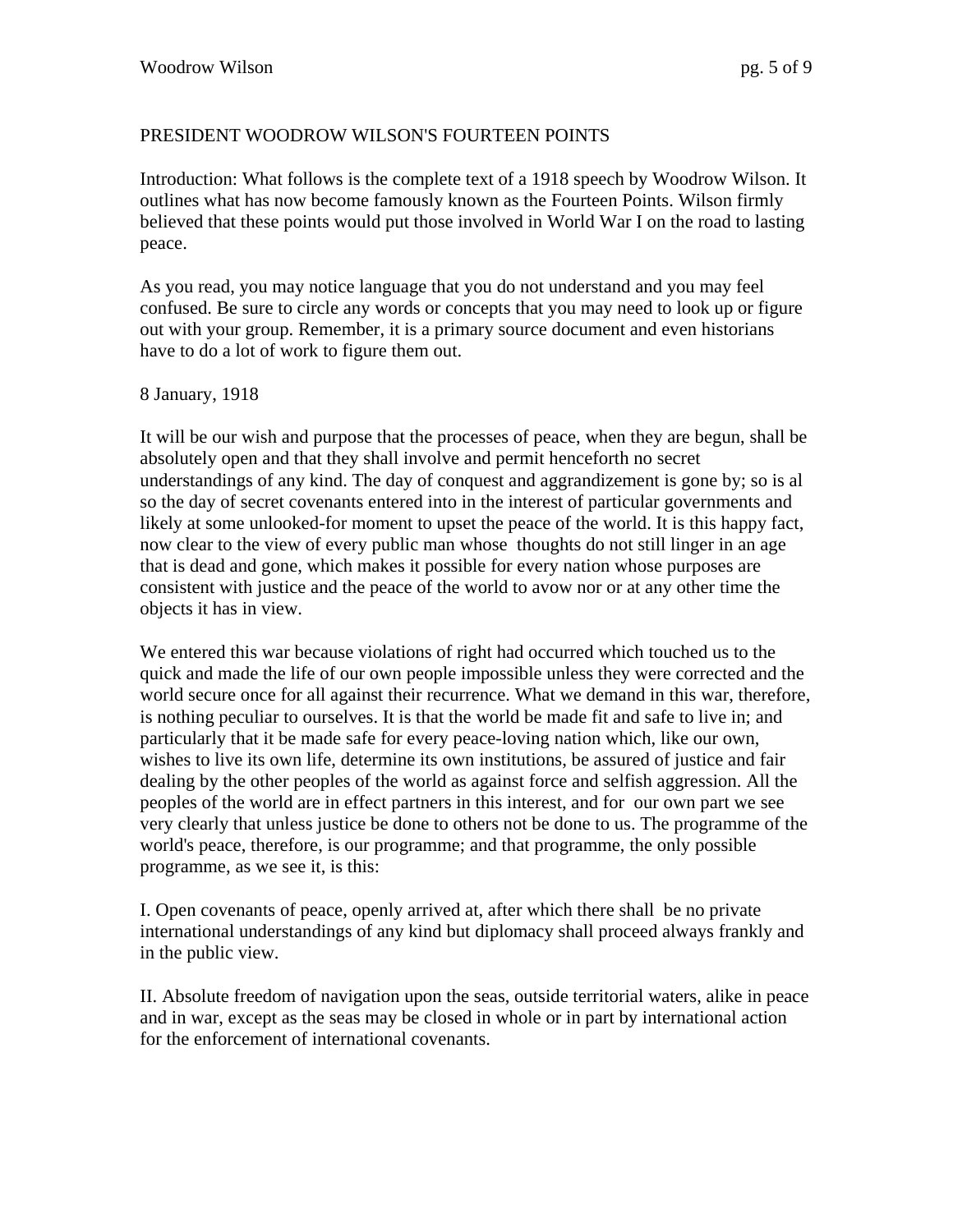PRESIDENT WOODROW WILSON'S FOURTEEN POINTS

Introduction: What follows is the complete text of a 1918 speech by Woodrow Wilson. It outlines what has now become famously known as the Fourteen Points. Wilson firmly believed that these points would put those involved in World War I on the road to lasting peace.

As you read, you may notice language that you do not understand and you may feel confused. Be sure to circle any words or concepts that you may need to look up or figure out with your group. Remember, it is a primary source document and even historians have to do a lot of work to figure them out.

8 January, 1918

It will be our wish and purpose that the processes of peace, when they are begun, shall be absolutely open and that they shall involve and permit henceforth no secret understandings of any kind. The day of conquest and aggrandizement is gone by; so is al so the day of secret covenants entered into in the interest of particular governments and likely at some unlooked-for moment to upset the peace of the world. It is this happy fact, now clear to the view of every public man whose thoughts do not still linger in an age that is dead and gone, which makes it possible for every nation whose purposes are consistent with justice and the peace of the world to avow nor or at any other time the objects it has in view.

We entered this war because violations of right had occurred which touched us to the quick and made the life of our own people impossible unless they were corrected and the world secure once for all against their recurrence. What we demand in this war, therefore, is nothing peculiar to ourselves. It is that the world be made fit and safe to live in; and particularly that it be made safe for every peace-loving nation which, like our own, wishes to live its own life, determine its own institutions, be assured of justice and fair dealing by the other peoples of the world as against force and selfish aggression. All the peoples of the world are in effect partners in this interest, and for our own part we see very clearly that unless justice be done to others not be done to us. The programme of the world's peace, therefore, is our programme; and that programme, the only possible programme, as we see it, is this:

I. Open covenants of peace, openly arrived at, after which there shall be no private international understandings of any kind but diplomacy shall proceed always frankly and in the public view.

II. Absolute freedom of navigation upon the seas, outside territorial waters, alike in peace and in war, except as the seas may be closed in whole or in part by international action for the enforcement of international covenants.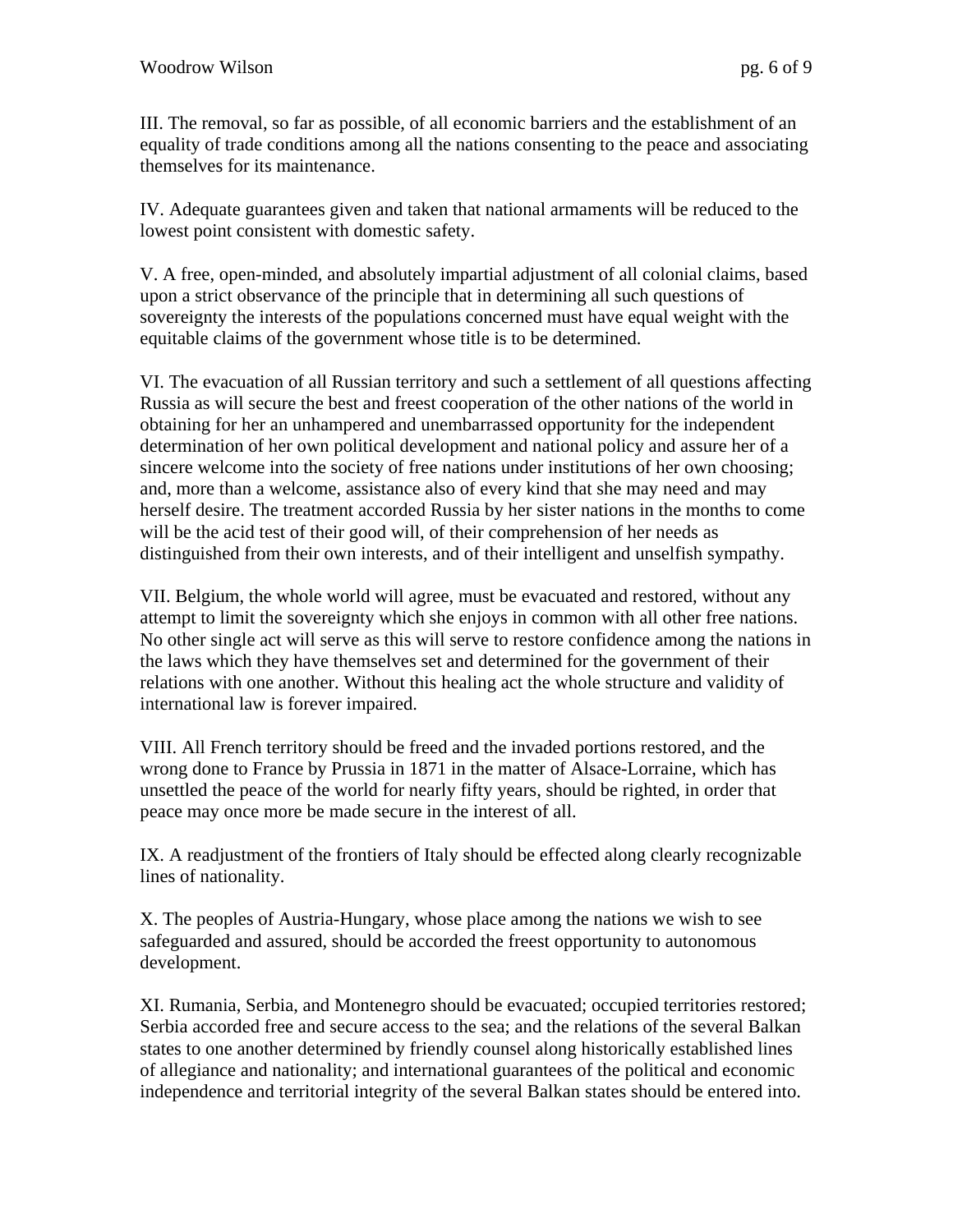III. The removal, so far as possible, of all economic barriers and the establishment of an equality of trade conditions among all the nations consenting to the peace and associating themselves for its maintenance.

IV. Adequate guarantees given and taken that national armaments will be reduced to the lowest point consistent with domestic safety.

V. A free, open-minded, and absolutely impartial adjustment of all colonial claims, based upon a strict observance of the principle that in determining all such questions of sovereignty the interests of the populations concerned must have equal weight with the equitable claims of the government whose title is to be determined.

VI. The evacuation of all Russian territory and such a settlement of all questions affecting Russia as will secure the best and freest cooperation of the other nations of the world in obtaining for her an unhampered and unembarrassed opportunity for the independent determination of her own political development and national policy and assure her of a sincere welcome into the society of free nations under institutions of her own choosing; and, more than a welcome, assistance also of every kind that she may need and may herself desire. The treatment accorded Russia by her sister nations in the months to come will be the acid test of their good will, of their comprehension of her needs as distinguished from their own interests, and of their intelligent and unselfish sympathy.

VII. Belgium, the whole world will agree, must be evacuated and restored, without any attempt to limit the sovereignty which she enjoys in common with all other free nations. No other single act will serve as this will serve to restore confidence among the nations in the laws which they have themselves set and determined for the government of their relations with one another. Without this healing act the whole structure and validity of international law is forever impaired.

VIII. All French territory should be freed and the invaded portions restored, and the wrong done to France by Prussia in 1871 in the matter of Alsace-Lorraine, which has unsettled the peace of the world for nearly fifty years, should be righted, in order that peace may once more be made secure in the interest of all.

IX. A readjustment of the frontiers of Italy should be effected along clearly recognizable lines of nationality.

X. The peoples of Austria-Hungary, whose place among the nations we wish to see safeguarded and assured, should be accorded the freest opportunity to autonomous development.

XI. Rumania, Serbia, and Montenegro should be evacuated; occupied territories restored; Serbia accorded free and secure access to the sea; and the relations of the several Balkan states to one another determined by friendly counsel along historically established lines of allegiance and nationality; and international guarantees of the political and economic independence and territorial integrity of the several Balkan states should be entered into.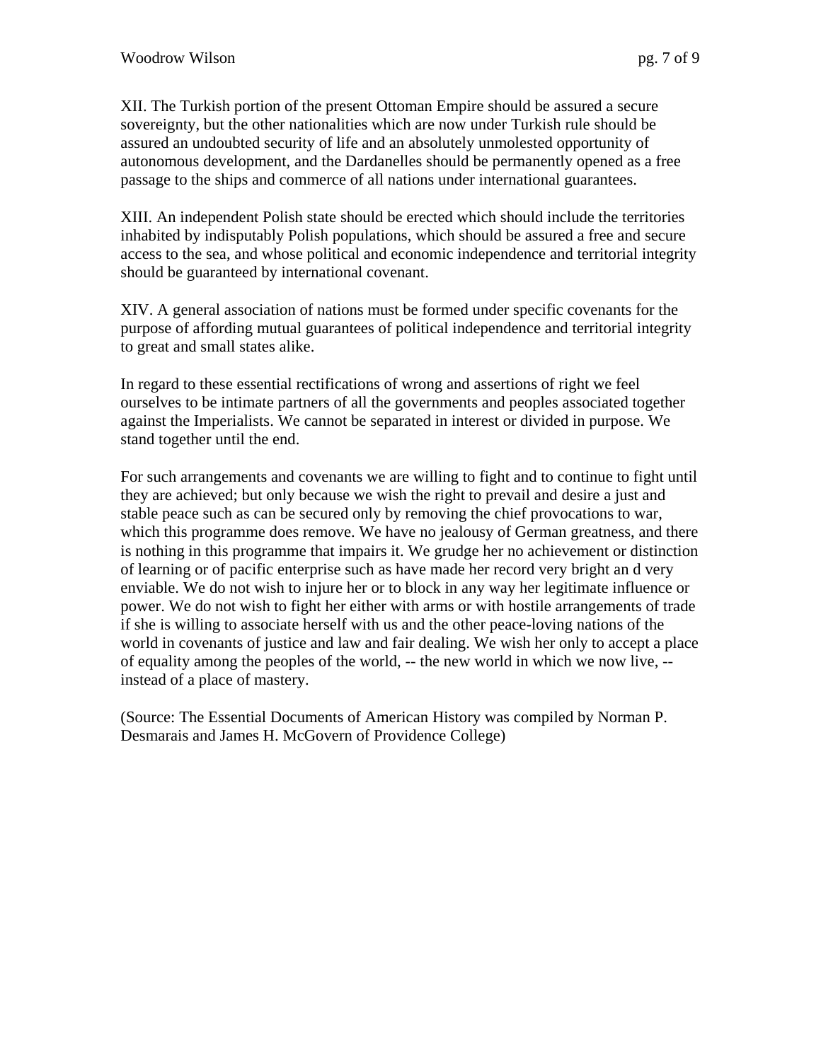XII. The Turkish portion of the present Ottoman Empire should be assured a secure sovereignty, but the other nationalities which are now under Turkish rule should be assured an undoubted security of life and an absolutely unmolested opportunity of autonomous development, and the Dardanelles should be permanently opened as a free passage to the ships and commerce of all nations under international guarantees.

XIII. An independent Polish state should be erected which should include the territories inhabited by indisputably Polish populations, which should be assured a free and secure access to the sea, and whose political and economic independence and territorial integrity should be guaranteed by international covenant.

XIV. A general association of nations must be formed under specific covenants for the purpose of affording mutual guarantees of political independence and territorial integrity to great and small states alike.

In regard to these essential rectifications of wrong and assertions of right we feel ourselves to be intimate partners of all the governments and peoples associated together against the Imperialists. We cannot be separated in interest or divided in purpose. We stand together until the end.

For such arrangements and covenants we are willing to fight and to continue to fight until they are achieved; but only because we wish the right to prevail and desire a just and stable peace such as can be secured only by removing the chief provocations to war, which this programme does remove. We have no jealousy of German greatness, and there is nothing in this programme that impairs it. We grudge her no achievement or distinction of learning or of pacific enterprise such as have made her record very bright an d very enviable. We do not wish to injure her or to block in any way her legitimate influence or power. We do not wish to fight her either with arms or with hostile arrangements of trade if she is willing to associate herself with us and the other peace-loving nations of the world in covenants of justice and law and fair dealing. We wish her only to accept a place of equality among the peoples of the world, -- the new world in which we now live, -- instead of a place of mastery.

(Source: The Essential Documents of American History was compiled by Norman P. Desmarais and James H. McGovern of Providence College)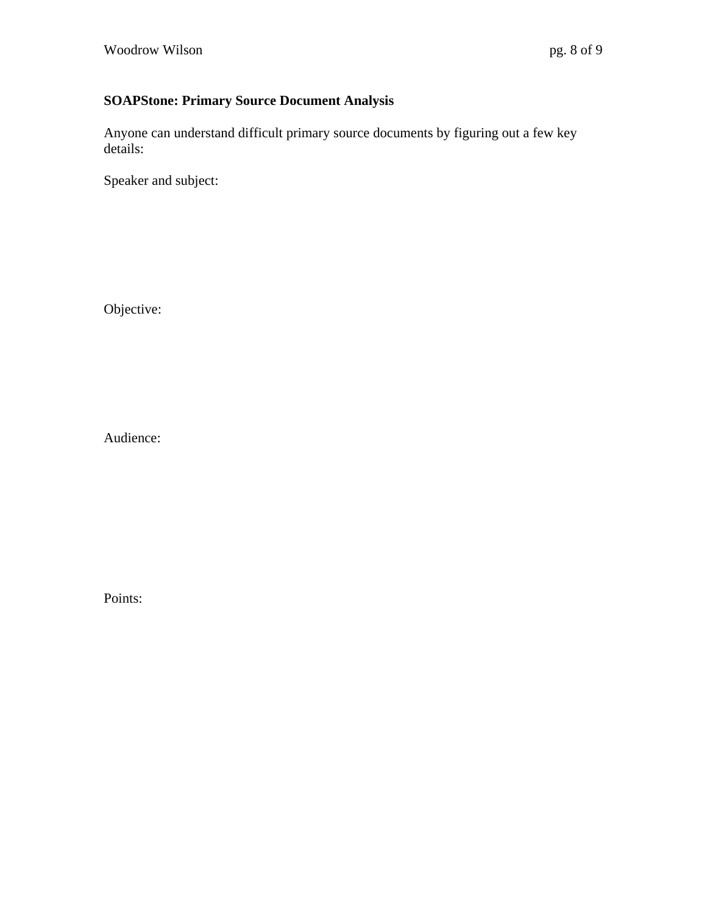**SOAPStone: Primary Source Document Analysis**

Anyone can understand difficult primary source documents by figuring out a few key details:

Speaker and subject:

Objective:

Audience:

Points: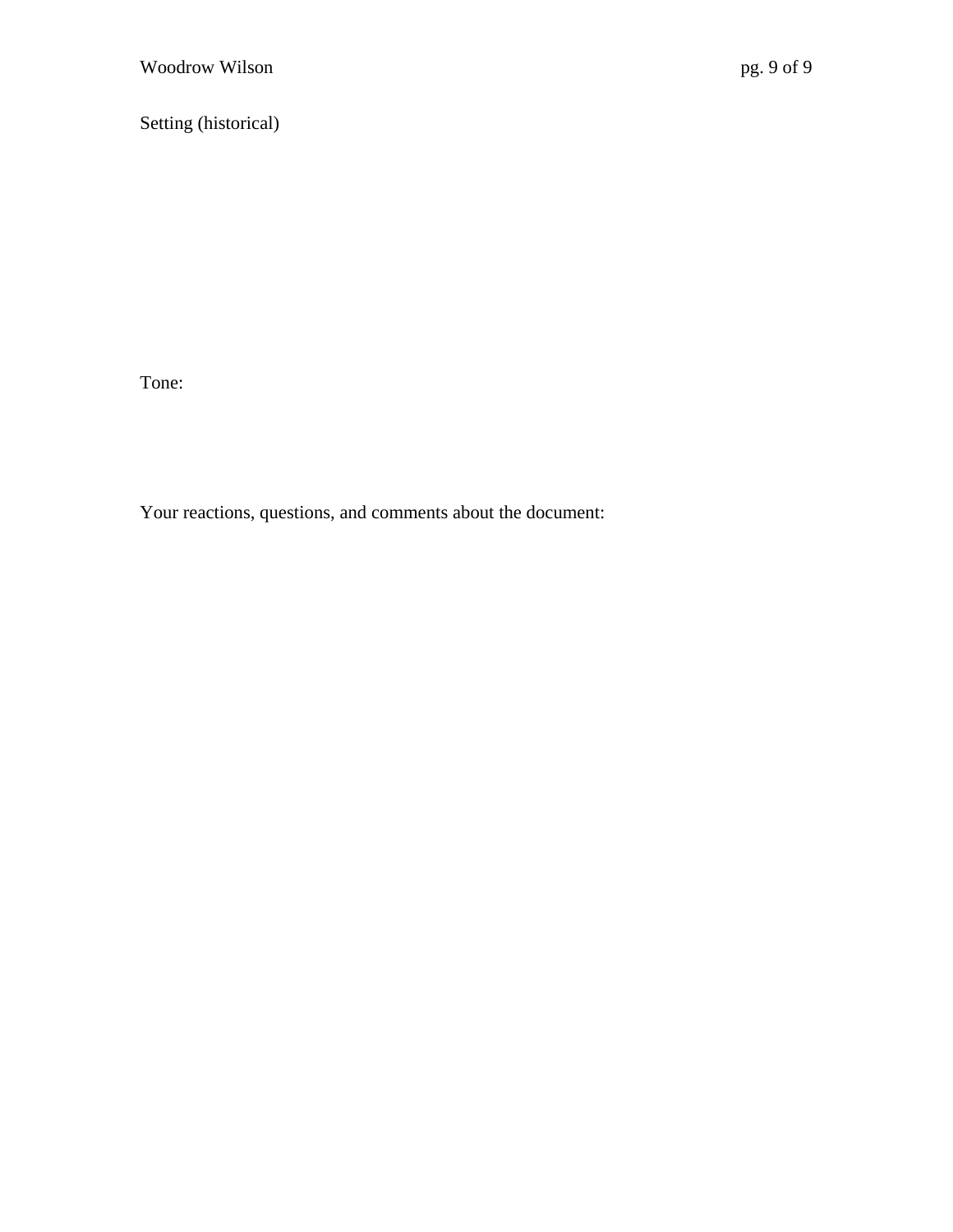Setting (historical)

Tone:

Your reactions, questions, and comments about the document: